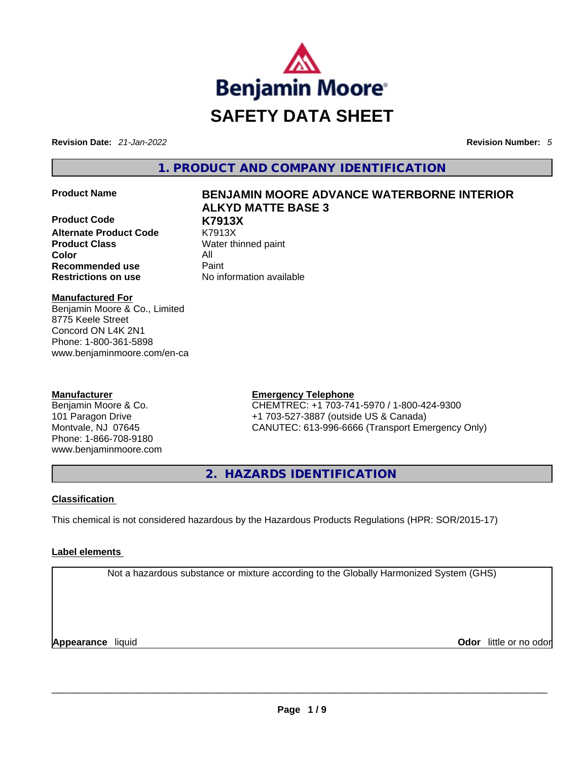Benjamin Moore

# SAFETY DATA SHEET

**Revision Date:** *21-Jan-2022* **Revision Number:** *5*

## 1. PRODUCT AND COMPANY IDENTIFICATION

| | |
|---|---|
| **Product Name** | **BENJAMIN MOORE ADVANCE WATERBORNE INTERIOR ALKYD MATTE BASE 3** |
| **Product Code** | **K7913X** |
| **Alternate Product Code** | K7913X |
| **Product Class** | Water thinned paint |
| **Color** | All |
| **Recommended use** | Paint |
| **Restrictions on use** | No information available |

**Manufactured For**
Benjamin Moore & Co., Limited
8775 Keele Street
Concord ON L4K 2N1
Phone: 1-800-361-5898
www.benjaminmoore.com/en-ca

**Manufacturer**
Benjamin Moore & Co.
101 Paragon Drive
Montvale, NJ 07645
Phone: 1-866-708-9180
www.benjaminmoore.com

**Emergency Telephone**
CHEMTREC: +1 703-741-5970 / 1-800-424-9300
+1 703-527-3887 (outside US & Canada)
CANUTEC: 613-996-6666 (Transport Emergency Only)

## 2. HAZARDS IDENTIFICATION

**Classification**

This chemical is not considered hazardous by the Hazardous Products Regulations (HPR: SOR/2015-17)

**Label elements**

Not a hazardous substance or mixture according to the Globally Harmonized System (GHS)

**Appearance** liquid **Odor** little or no odor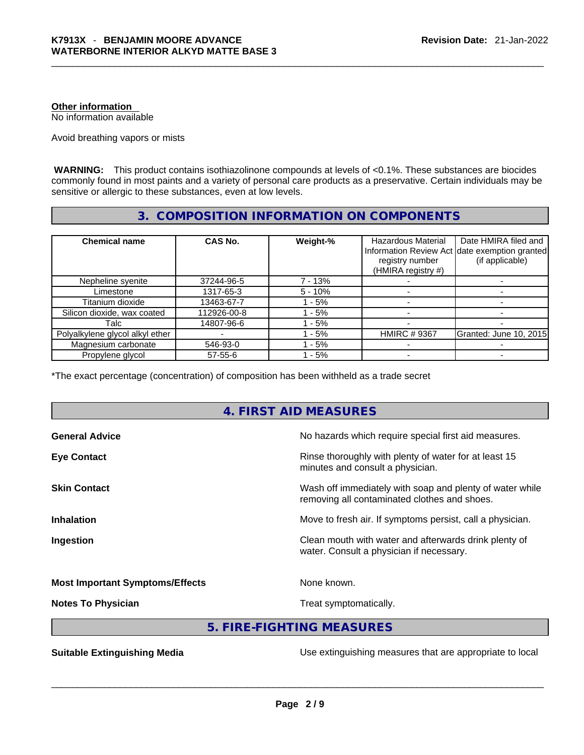**Other information**
No information available

Avoid breathing vapors or mists

**WARNING:** This product contains isothiazolinone compounds at levels of <0.1%. These substances are biocides commonly found in most paints and a variety of personal care products as a preservative. Certain individuals may be sensitive or allergic to these substances, even at low levels.

## 3. COMPOSITION INFORMATION ON COMPONENTS

| Chemical name | CAS No. | Weight-% | Hazardous Material Information Review Act registry number (HMIRA registry #) | Date HMIRA filed and date exemption granted (if applicable) |
|---|---|---|---|---|
| Nepheline syenite | 37244-96-5 | 7 - 13% | - | - |
| Limestone | 1317-65-3 | 5 - 10% | - | - |
| Titanium dioxide | 13463-67-7 | 1 - 5% | - | - |
| Silicon dioxide, wax coated | 112926-00-8 | 1 - 5% | - | - |
| Talc | 14807-96-6 | 1 - 5% | - | - |
| Polyalkylene glycol alkyl ether | - | 1 - 5% | HMIRC # 9367 | Granted: June 10, 2015 |
| Magnesium carbonate | 546-93-0 | 1 - 5% | - | - |
| Propylene glycol | 57-55-6 | 1 - 5% | - | - |

*The exact percentage (concentration) of composition has been withheld as a trade secret

## 4. FIRST AID MEASURES

**General Advice**
No hazards which require special first aid measures.

**Eye Contact**
Rinse thoroughly with plenty of water for at least 15 minutes and consult a physician.

**Skin Contact**
Wash off immediately with soap and plenty of water while removing all contaminated clothes and shoes.

**Inhalation**
Move to fresh air. If symptoms persist, call a physician.

**Ingestion**
Clean mouth with water and afterwards drink plenty of water. Consult a physician if necessary.

**Most Important Symptoms/Effects**
None known.

**Notes To Physician**
Treat symptomatically.

## 5. FIRE-FIGHTING MEASURES

**Suitable Extinguishing Media**
Use extinguishing measures that are appropriate to local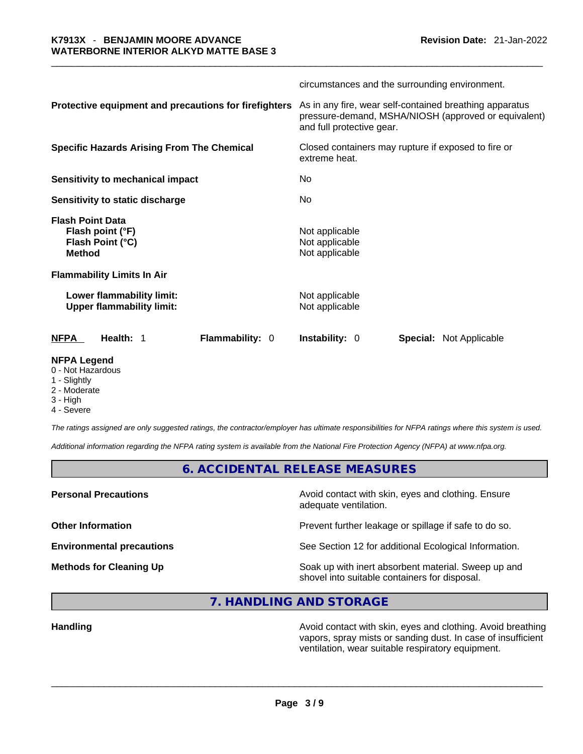| | |
|---|---|
| | circumstances and the surrounding environment. |
| **Protective equipment and precautions for firefighters** | As in any fire, wear self-contained breathing apparatus pressure-demand, MSHA/NIOSH (approved or equivalent) and full protective gear. |
| **Specific Hazards Arising From The Chemical** | Closed containers may rupture if exposed to fire or extreme heat. |
| **Sensitivity to mechanical impact** | No |
| **Sensitivity to static discharge** | No |
| **Flash Point Data** | |
| **Flash point (°F)** | Not applicable |
| **Flash Point (°C)** | Not applicable |
| **Method** | Not applicable |
| **Flammability Limits In Air** | |
| **Lower flammability limit:** | Not applicable |
| **Upper flammability limit:** | Not applicable |

| NFPA | Health: 1 | Flammability: 0 | Instability: 0 | Special: Not Applicable |
|---|---|---|---|---|

**NFPA Legend**

- 0 - Not Hazardous
- 1 - Slightly
- 2 - Moderate
- 3 - High
- 4 - Severe

*The ratings assigned are only suggested ratings, the contractor/employer has ultimate responsibilities for NFPA ratings where this system is used.*

*Additional information regarding the NFPA rating system is available from the National Fire Protection Agency (NFPA) at www.nfpa.org.*

## 6. ACCIDENTAL RELEASE MEASURES

| | |
|---|---|
| **Personal Precautions** | Avoid contact with skin, eyes and clothing. Ensure adequate ventilation. |
| **Other Information** | Prevent further leakage or spillage if safe to do so. |
| **Environmental precautions** | See Section 12 for additional Ecological Information. |
| **Methods for Cleaning Up** | Soak up with inert absorbent material. Sweep up and shovel into suitable containers for disposal. |

## 7. HANDLING AND STORAGE

| | |
|---|---|
| **Handling** | Avoid contact with skin, eyes and clothing. Avoid breathing vapors, spray mists or sanding dust. In case of insufficient ventilation, wear suitable respiratory equipment. |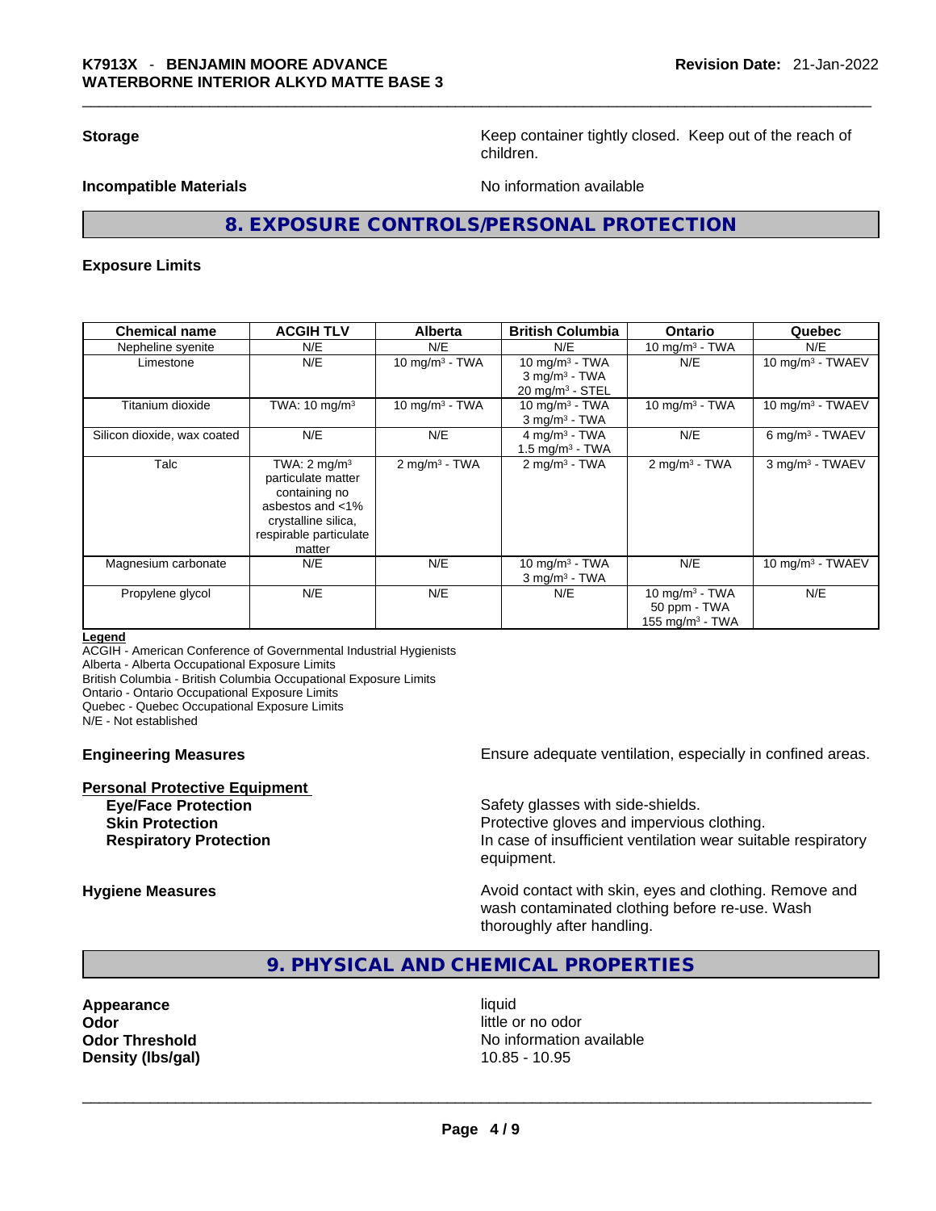**Storage**

Keep container tightly closed. Keep out of the reach of children.

**Incompatible Materials**

No information available

## 8. EXPOSURE CONTROLS/PERSONAL PROTECTION

### Exposure Limits

| Chemical name | ACGIH TLV | Alberta | British Columbia | Ontario | Quebec |
|---|---|---|---|---|---|
| Nepheline syenite | N/E | N/E | N/E | 10 mg/m³ - TWA | N/E |
| Limestone | N/E | 10 mg/m³ - TWA | 10 mg/m³ - TWA<br>3 mg/m³ - TWA<br>20 mg/m³ - STEL | N/E | 10 mg/m³ - TWAEV |
| Titanium dioxide | TWA: 10 mg/m³ | 10 mg/m³ - TWA | 10 mg/m³ - TWA<br>3 mg/m³ - TWA | 10 mg/m³ - TWA | 10 mg/m³ - TWAEV |
| Silicon dioxide, wax coated | N/E | N/E | 4 mg/m³ - TWA<br>1.5 mg/m³ - TWA | N/E | 6 mg/m³ - TWAEV |
| Talc | TWA: 2 mg/m³ particulate matter containing no asbestos and <1% crystalline silica, respirable particulate matter | 2 mg/m³ - TWA | 2 mg/m³ - TWA | 2 mg/m³ - TWA | 3 mg/m³ - TWAEV |
| Magnesium carbonate | N/E | N/E | 10 mg/m³ - TWA<br>3 mg/m³ - TWA | N/E | 10 mg/m³ - TWAEV |
| Propylene glycol | N/E | N/E | N/E | 10 mg/m³ - TWA<br>50 ppm - TWA<br>155 mg/m³ - TWA | N/E |

**Legend**
ACGIH - American Conference of Governmental Industrial Hygienists
Alberta - Alberta Occupational Exposure Limits
British Columbia - British Columbia Occupational Exposure Limits
Ontario - Ontario Occupational Exposure Limits
Quebec - Quebec Occupational Exposure Limits
N/E - Not established

**Engineering Measures**

Ensure adequate ventilation, especially in confined areas.

**Personal Protective Equipment**

**Eye/Face Protection** — Safety glasses with side-shields.

**Skin Protection** — Protective gloves and impervious clothing.

**Respiratory Protection** — In case of insufficient ventilation wear suitable respiratory equipment.

**Hygiene Measures**

Avoid contact with skin, eyes and clothing. Remove and wash contaminated clothing before re-use. Wash thoroughly after handling.

## 9. PHYSICAL AND CHEMICAL PROPERTIES

**Appearance** — liquid
**Odor** — little or no odor
**Odor Threshold** — No information available
**Density (lbs/gal)** — 10.85 - 10.95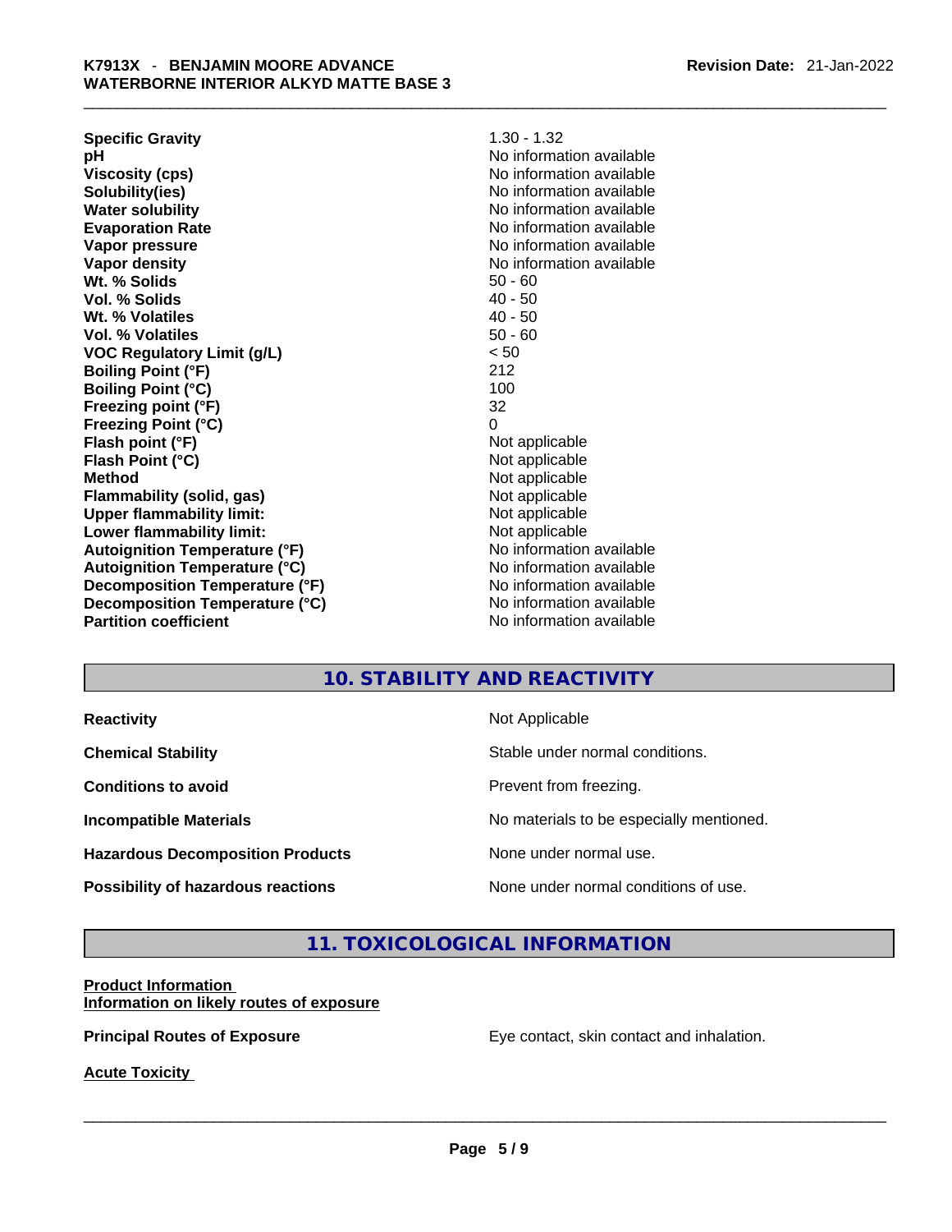| | |
|---|---|
| **Specific Gravity** | 1.30 - 1.32 |
| **pH** | No information available |
| **Viscosity (cps)** | No information available |
| **Solubility(ies)** | No information available |
| **Water solubility** | No information available |
| **Evaporation Rate** | No information available |
| **Vapor pressure** | No information available |
| **Vapor density** | No information available |
| **Wt. % Solids** | 50 - 60 |
| **Vol. % Solids** | 40 - 50 |
| **Wt. % Volatiles** | 40 - 50 |
| **Vol. % Volatiles** | 50 - 60 |
| **VOC Regulatory Limit (g/L)** | < 50 |
| **Boiling Point (°F)** | 212 |
| **Boiling Point (°C)** | 100 |
| **Freezing point (°F)** | 32 |
| **Freezing Point (°C)** | 0 |
| **Flash point (°F)** | Not applicable |
| **Flash Point (°C)** | Not applicable |
| **Method** | Not applicable |
| **Flammability (solid, gas)** | Not applicable |
| **Upper flammability limit:** | Not applicable |
| **Lower flammability limit:** | Not applicable |
| **Autoignition Temperature (°F)** | No information available |
| **Autoignition Temperature (°C)** | No information available |
| **Decomposition Temperature (°F)** | No information available |
| **Decomposition Temperature (°C)** | No information available |
| **Partition coefficient** | No information available |

## 10. STABILITY AND REACTIVITY

| | |
|---|---|
| **Reactivity** | Not Applicable |
| **Chemical Stability** | Stable under normal conditions. |
| **Conditions to avoid** | Prevent from freezing. |
| **Incompatible Materials** | No materials to be especially mentioned. |
| **Hazardous Decomposition Products** | None under normal use. |
| **Possibility of hazardous reactions** | None under normal conditions of use. |

## 11. TOXICOLOGICAL INFORMATION

**Product Information**
**Information on likely routes of exposure**

**Principal Routes of Exposure** Eye contact, skin contact and inhalation.

**Acute Toxicity**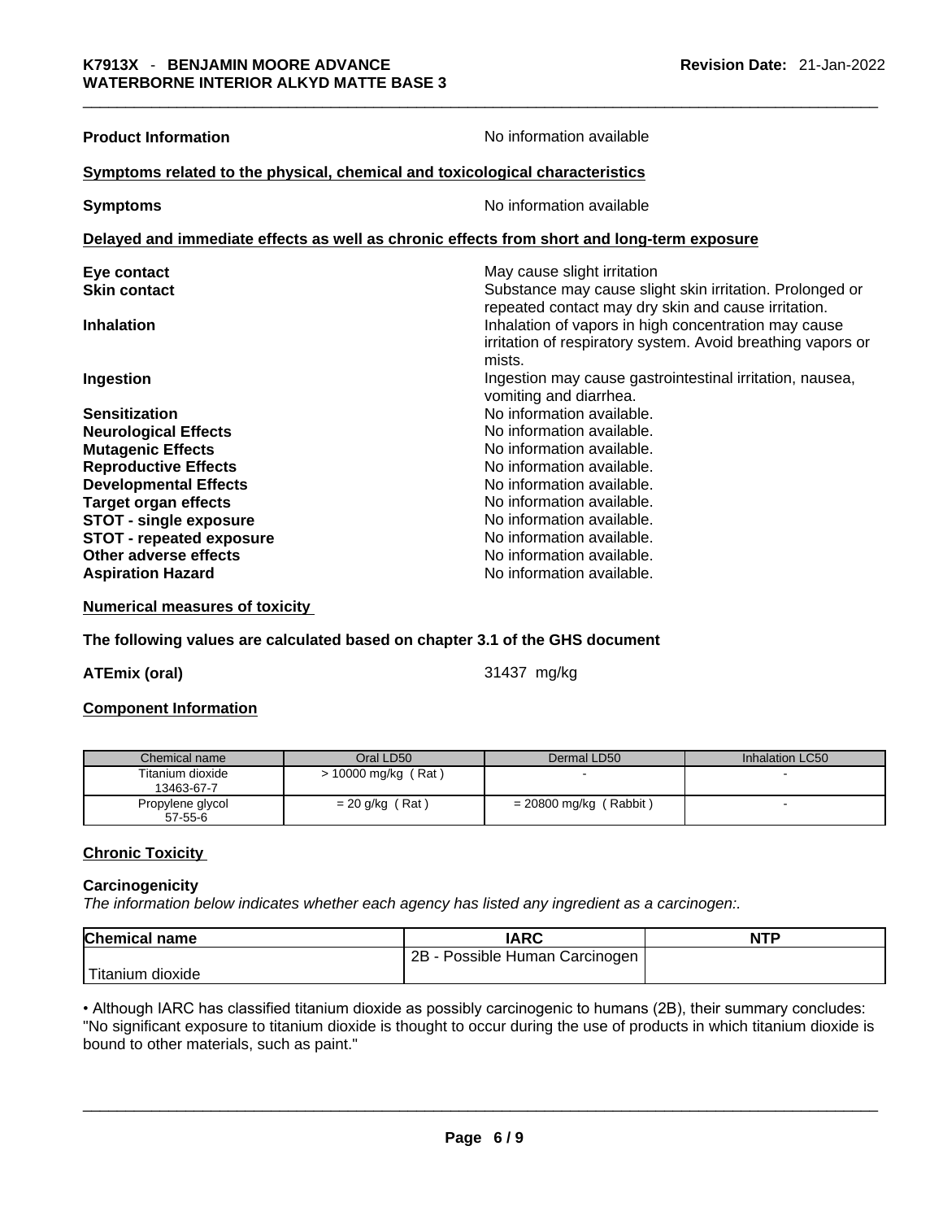**Product Information** No information available

**Symptoms related to the physical, chemical and toxicological characteristics**

**Symptoms** No information available

**Delayed and immediate effects as well as chronic effects from short and long-term exposure**

**Eye contact** May cause slight irritation

**Skin contact** Substance may cause slight skin irritation. Prolonged or repeated contact may dry skin and cause irritation.

**Inhalation** Inhalation of vapors in high concentration may cause irritation of respiratory system. Avoid breathing vapors or mists.

**Ingestion** Ingestion may cause gastrointestinal irritation, nausea, vomiting and diarrhea.

**Sensitization** No information available.

**Neurological Effects** No information available.

**Mutagenic Effects** No information available.

**Reproductive Effects** No information available.

**Developmental Effects** No information available.

**Target organ effects** No information available.

**STOT - single exposure** No information available.

**STOT - repeated exposure** No information available.

**Other adverse effects** No information available.

**Aspiration Hazard** No information available.

**Numerical measures of toxicity**

**The following values are calculated based on chapter 3.1 of the GHS document**

**ATEmix (oral)** 31437 mg/kg

**Component Information**

| Chemical name | Oral LD50 | Dermal LD50 | Inhalation LC50 |
|---|---|---|---|
| Titanium dioxide 13463-67-7 | > 10000 mg/kg ( Rat ) | - | - |
| Propylene glycol 57-55-6 | = 20 g/kg ( Rat ) | = 20800 mg/kg ( Rabbit ) | - |

**Chronic Toxicity**

**Carcinogenicity**

*The information below indicates whether each agency has listed any ingredient as a carcinogen:.*

| Chemical name | IARC | NTP |
|---|---|---|
| Titanium dioxide | 2B - Possible Human Carcinogen | |

• Although IARC has classified titanium dioxide as possibly carcinogenic to humans (2B), their summary concludes: "No significant exposure to titanium dioxide is thought to occur during the use of products in which titanium dioxide is bound to other materials, such as paint."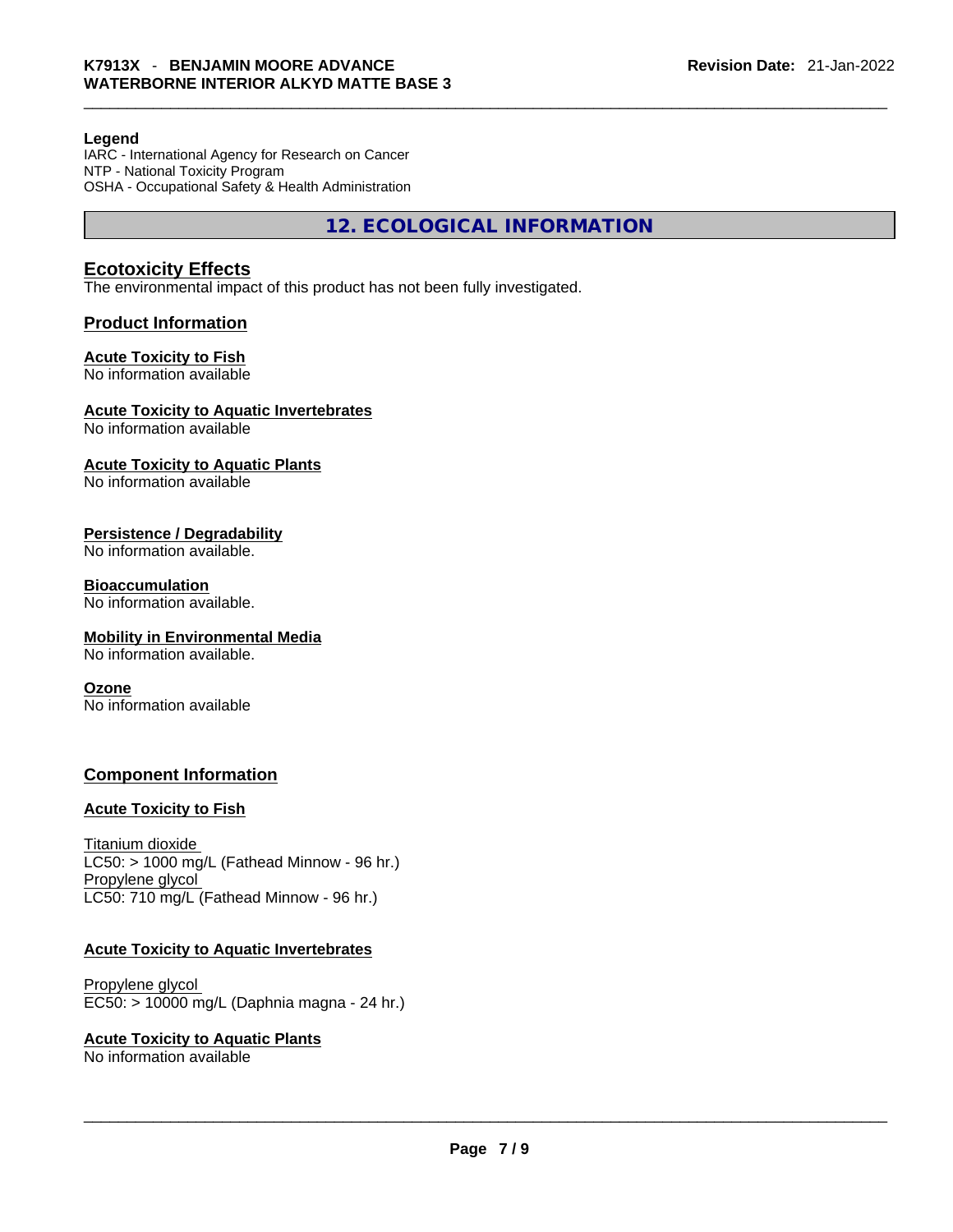**Legend**
IARC - International Agency for Research on Cancer
NTP - National Toxicity Program
OSHA - Occupational Safety & Health Administration

## 12. ECOLOGICAL INFORMATION

### Ecotoxicity Effects

The environmental impact of this product has not been fully investigated.

### Product Information

**Acute Toxicity to Fish**
No information available

**Acute Toxicity to Aquatic Invertebrates**
No information available

**Acute Toxicity to Aquatic Plants**
No information available

**Persistence / Degradability**
No information available.

**Bioaccumulation**
No information available.

**Mobility in Environmental Media**
No information available.

**Ozone**
No information available

### Component Information

**Acute Toxicity to Fish**

Titanium dioxide
LC50: > 1000 mg/L (Fathead Minnow - 96 hr.)
Propylene glycol
LC50: 710 mg/L (Fathead Minnow - 96 hr.)

**Acute Toxicity to Aquatic Invertebrates**

Propylene glycol
EC50: > 10000 mg/L (Daphnia magna - 24 hr.)

**Acute Toxicity to Aquatic Plants**
No information available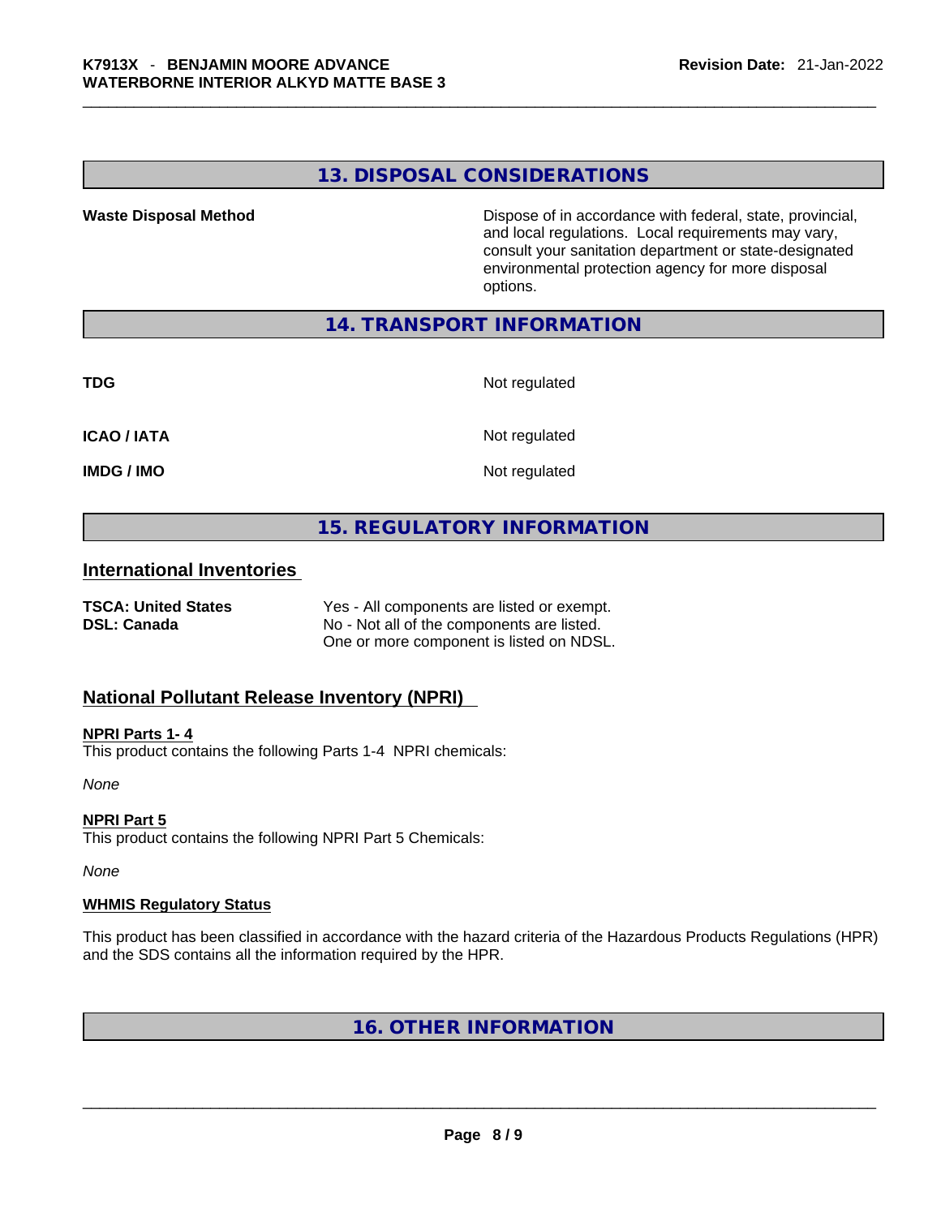## 13. DISPOSAL CONSIDERATIONS

| | |
|---|---|
| **Waste Disposal Method** | Dispose of in accordance with federal, state, provincial, and local regulations. Local requirements may vary, consult your sanitation department or state-designated environmental protection agency for more disposal options. |

## 14. TRANSPORT INFORMATION

| | |
|---|---|
| **TDG** | Not regulated |
| **ICAO / IATA** | Not regulated |
| **IMDG / IMO** | Not regulated |

## 15. REGULATORY INFORMATION

### International Inventories

| | |
|---|---|
| **TSCA: United States** | Yes - All components are listed or exempt. |
| **DSL: Canada** | No - Not all of the components are listed. One or more component is listed on NDSL. |

### National Pollutant Release Inventory (NPRI)

**NPRI Parts 1- 4**

This product contains the following Parts 1-4 NPRI chemicals:

*None*

**NPRI Part 5**

This product contains the following NPRI Part 5 Chemicals:

*None*

**WHMIS Regulatory Status**

This product has been classified in accordance with the hazard criteria of the Hazardous Products Regulations (HPR) and the SDS contains all the information required by the HPR.

## 16. OTHER INFORMATION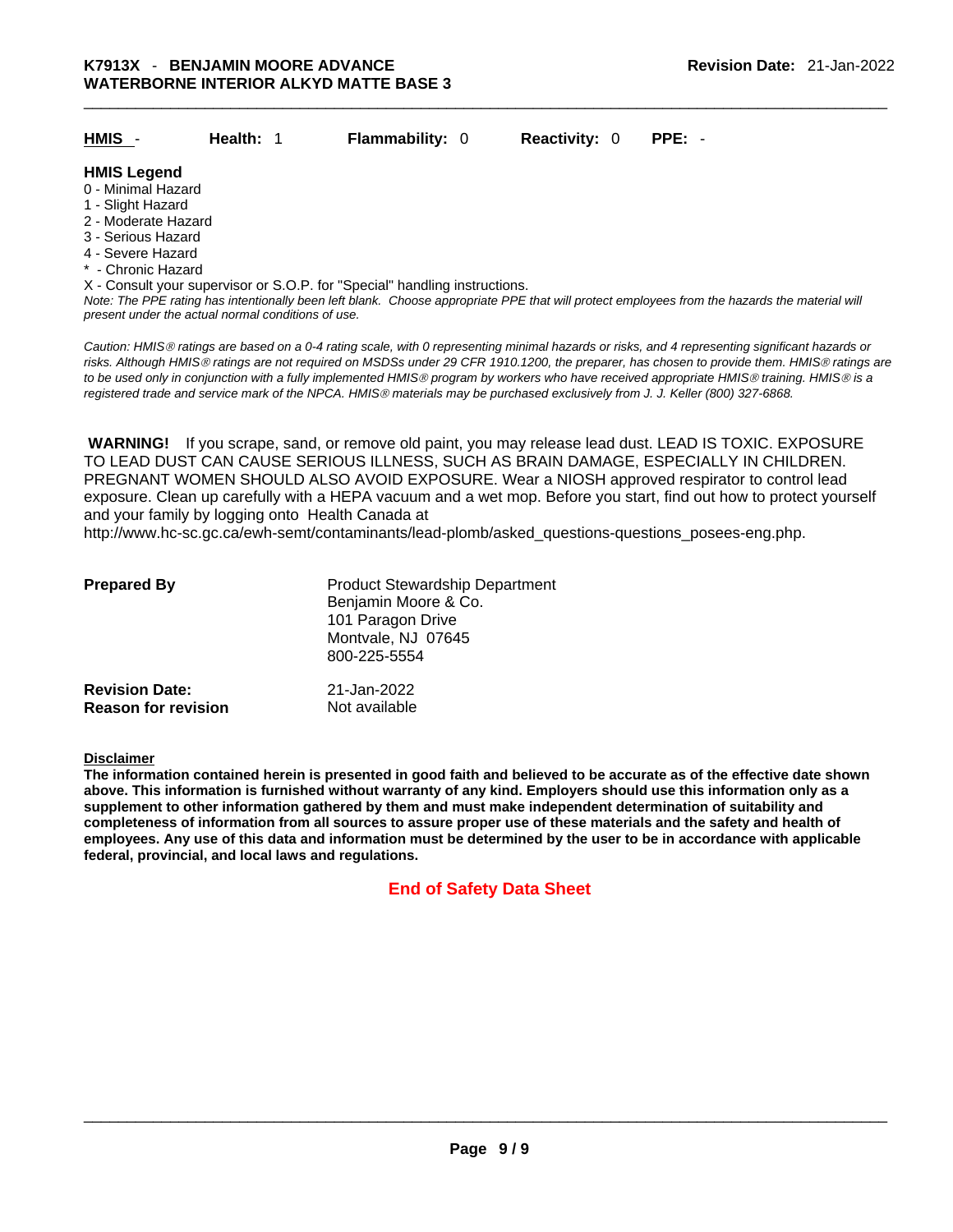| HMIS - | Health: 1 | Flammability: 0 | Reactivity: 0 | PPE: - |
|---|---|---|---|---|

**HMIS Legend**

0 - Minimal Hazard
1 - Slight Hazard
2 - Moderate Hazard
3 - Serious Hazard
4 - Severe Hazard
* - Chronic Hazard
X - Consult your supervisor or S.O.P. for "Special" handling instructions.

*Note: The PPE rating has intentionally been left blank. Choose appropriate PPE that will protect employees from the hazards the material will present under the actual normal conditions of use.*

*Caution: HMIS® ratings are based on a 0-4 rating scale, with 0 representing minimal hazards or risks, and 4 representing significant hazards or risks. Although HMIS® ratings are not required on MSDSs under 29 CFR 1910.1200, the preparer, has chosen to provide them. HMIS® ratings are to be used only in conjunction with a fully implemented HMIS® program by workers who have received appropriate HMIS® training. HMIS® is a registered trade and service mark of the NPCA. HMIS® materials may be purchased exclusively from J. J. Keller (800) 327-6868.*

**WARNING!** If you scrape, sand, or remove old paint, you may release lead dust. LEAD IS TOXIC. EXPOSURE TO LEAD DUST CAN CAUSE SERIOUS ILLNESS, SUCH AS BRAIN DAMAGE, ESPECIALLY IN CHILDREN. PREGNANT WOMEN SHOULD ALSO AVOID EXPOSURE. Wear a NIOSH approved respirator to control lead exposure. Clean up carefully with a HEPA vacuum and a wet mop. Before you start, find out how to protect yourself and your family by logging onto Health Canada at http://www.hc-sc.gc.ca/ewh-semt/contaminants/lead-plomb/asked_questions-questions_posees-eng.php.

| | |
|---|---|
| **Prepared By** | Product Stewardship Department<br>Benjamin Moore & Co.<br>101 Paragon Drive<br>Montvale, NJ 07645<br>800-225-5554 |
| **Revision Date:** | 21-Jan-2022 |
| **Reason for revision** | Not available |

**Disclaimer**

**The information contained herein is presented in good faith and believed to be accurate as of the effective date shown above. This information is furnished without warranty of any kind. Employers should use this information only as a supplement to other information gathered by them and must make independent determination of suitability and completeness of information from all sources to assure proper use of these materials and the safety and health of employees. Any use of this data and information must be determined by the user to be in accordance with applicable federal, provincial, and local laws and regulations.**

**End of Safety Data Sheet**